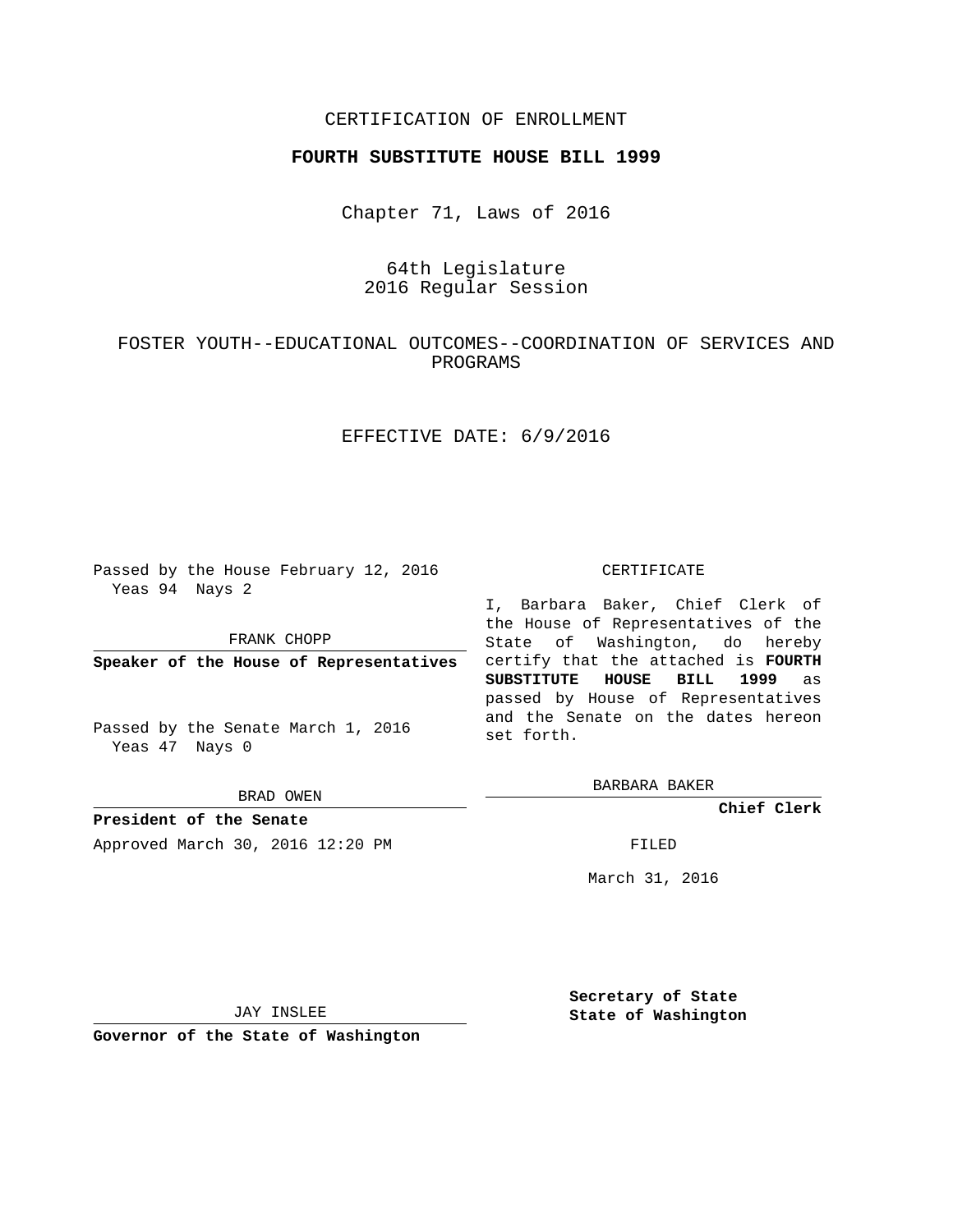CERTIFICATION OF ENROLLMENT

**FOURTH SUBSTITUTE HOUSE BILL 1999**

Chapter 71, Laws of 2016

64th Legislature
2016 Regular Session

FOSTER YOUTH--EDUCATIONAL OUTCOMES--COORDINATION OF SERVICES AND PROGRAMS

EFFECTIVE DATE: 6/9/2016

Passed by the House February 12, 2016
Yeas 94 Nays 2

FRANK CHOPP

**Speaker of the House of Representatives**

Passed by the Senate March 1, 2016
Yeas 47 Nays 0

BRAD OWEN

**President of the Senate**

Approved March 30, 2016 12:20 PM

JAY INSLEE

**Governor of the State of Washington**

CERTIFICATE

I, Barbara Baker, Chief Clerk of the House of Representatives of the State of Washington, do hereby certify that the attached is **FOURTH SUBSTITUTE HOUSE BILL 1999** as passed by House of Representatives and the Senate on the dates hereon set forth.

BARBARA BAKER

**Chief Clerk**

FILED

March 31, 2016

**Secretary of State**
**State of Washington**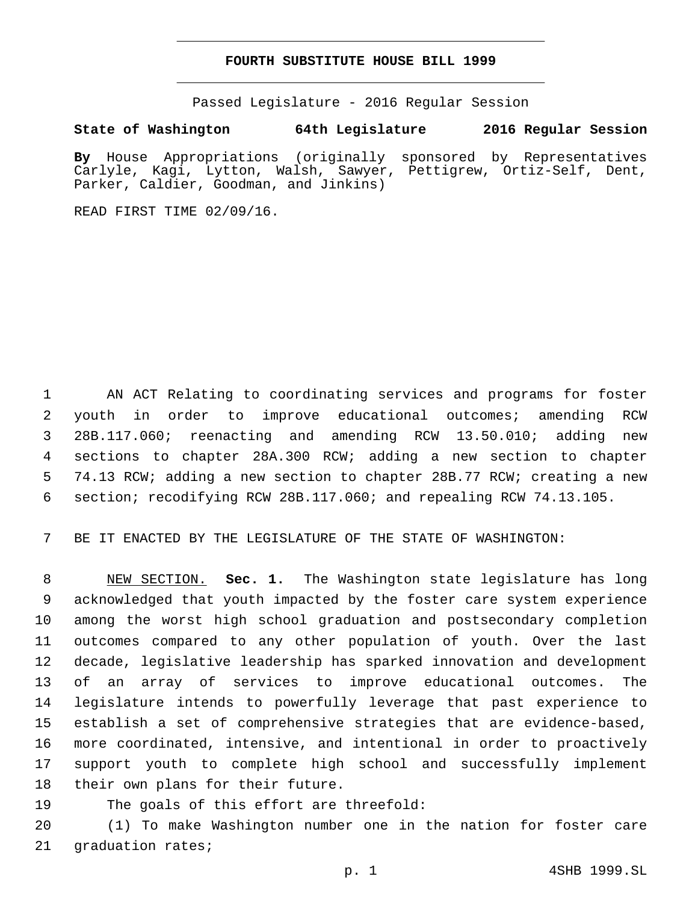# FOURTH SUBSTITUTE HOUSE BILL 1999

Passed Legislature - 2016 Regular Session

**State of Washington 64th Legislature 2016 Regular Session**

**By** House Appropriations (originally sponsored by Representatives Carlyle, Kagi, Lytton, Walsh, Sawyer, Pettigrew, Ortiz-Self, Dent, Parker, Caldier, Goodman, and Jinkins)

READ FIRST TIME 02/09/16.

AN ACT Relating to coordinating services and programs for foster youth in order to improve educational outcomes; amending RCW 28B.117.060; reenacting and amending RCW 13.50.010; adding new sections to chapter 28A.300 RCW; adding a new section to chapter 74.13 RCW; adding a new section to chapter 28B.77 RCW; creating a new section; recodifying RCW 28B.117.060; and repealing RCW 74.13.105.

BE IT ENACTED BY THE LEGISLATURE OF THE STATE OF WASHINGTON:

NEW SECTION. **Sec. 1.** The Washington state legislature has long acknowledged that youth impacted by the foster care system experience among the worst high school graduation and postsecondary completion outcomes compared to any other population of youth. Over the last decade, legislative leadership has sparked innovation and development of an array of services to improve educational outcomes. The legislature intends to powerfully leverage that past experience to establish a set of comprehensive strategies that are evidence-based, more coordinated, intensive, and intentional in order to proactively support youth to complete high school and successfully implement their own plans for their future.

The goals of this effort are threefold:

(1) To make Washington number one in the nation for foster care graduation rates;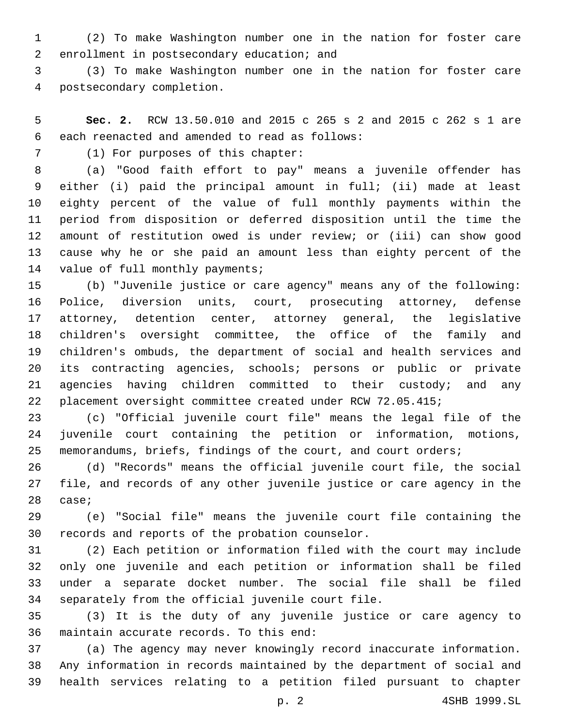(2) To make Washington number one in the nation for foster care enrollment in postsecondary education; and

(3) To make Washington number one in the nation for foster care postsecondary completion.

**Sec. 2.** RCW 13.50.010 and 2015 c 265 s 2 and 2015 c 262 s 1 are each reenacted and amended to read as follows:

(1) For purposes of this chapter:

(a) "Good faith effort to pay" means a juvenile offender has either (i) paid the principal amount in full; (ii) made at least eighty percent of the value of full monthly payments within the period from disposition or deferred disposition until the time the amount of restitution owed is under review; or (iii) can show good cause why he or she paid an amount less than eighty percent of the value of full monthly payments;

(b) "Juvenile justice or care agency" means any of the following: Police, diversion units, court, prosecuting attorney, defense attorney, detention center, attorney general, the legislative children's oversight committee, the office of the family and children's ombuds, the department of social and health services and its contracting agencies, schools; persons or public or private agencies having children committed to their custody; and any placement oversight committee created under RCW 72.05.415;

(c) "Official juvenile court file" means the legal file of the juvenile court containing the petition or information, motions, memorandums, briefs, findings of the court, and court orders;

(d) "Records" means the official juvenile court file, the social file, and records of any other juvenile justice or care agency in the case;

(e) "Social file" means the juvenile court file containing the records and reports of the probation counselor.

(2) Each petition or information filed with the court may include only one juvenile and each petition or information shall be filed under a separate docket number. The social file shall be filed separately from the official juvenile court file.

(3) It is the duty of any juvenile justice or care agency to maintain accurate records. To this end:

(a) The agency may never knowingly record inaccurate information. Any information in records maintained by the department of social and health services relating to a petition filed pursuant to chapter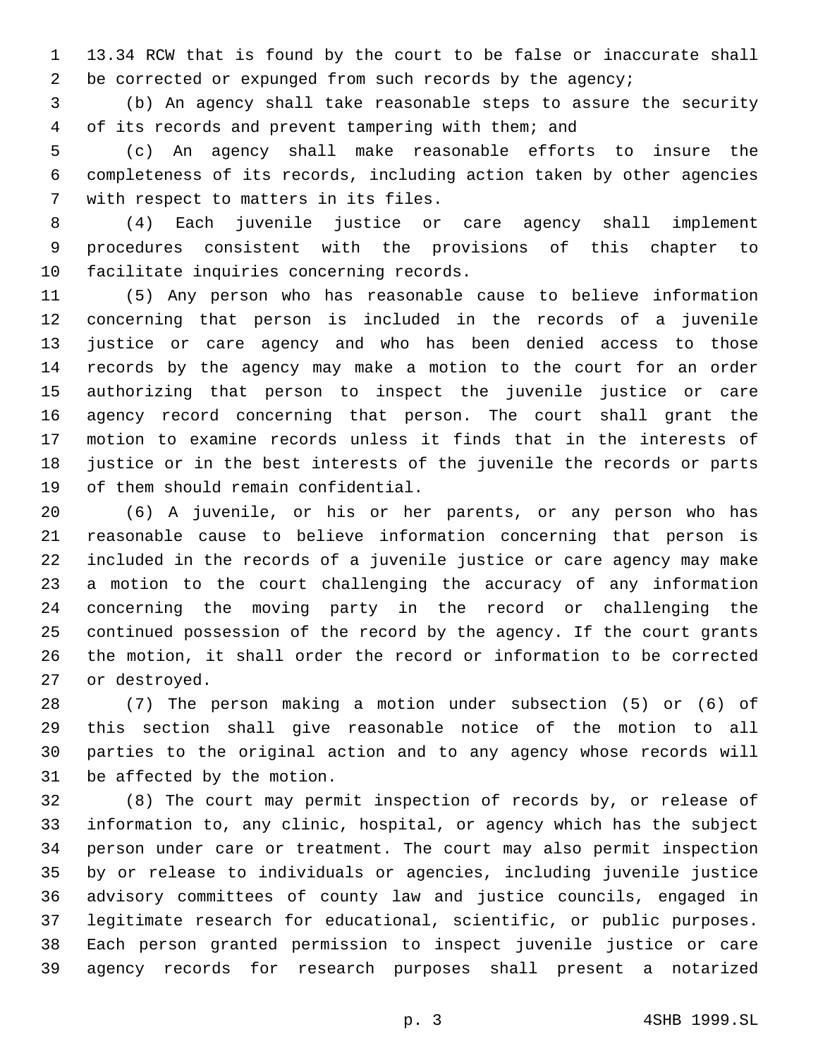13.34 RCW that is found by the court to be false or inaccurate shall be corrected or expunged from such records by the agency;

(b) An agency shall take reasonable steps to assure the security of its records and prevent tampering with them; and

(c) An agency shall make reasonable efforts to insure the completeness of its records, including action taken by other agencies with respect to matters in its files.

(4) Each juvenile justice or care agency shall implement procedures consistent with the provisions of this chapter to facilitate inquiries concerning records.

(5) Any person who has reasonable cause to believe information concerning that person is included in the records of a juvenile justice or care agency and who has been denied access to those records by the agency may make a motion to the court for an order authorizing that person to inspect the juvenile justice or care agency record concerning that person. The court shall grant the motion to examine records unless it finds that in the interests of justice or in the best interests of the juvenile the records or parts of them should remain confidential.

(6) A juvenile, or his or her parents, or any person who has reasonable cause to believe information concerning that person is included in the records of a juvenile justice or care agency may make a motion to the court challenging the accuracy of any information concerning the moving party in the record or challenging the continued possession of the record by the agency. If the court grants the motion, it shall order the record or information to be corrected or destroyed.

(7) The person making a motion under subsection (5) or (6) of this section shall give reasonable notice of the motion to all parties to the original action and to any agency whose records will be affected by the motion.

(8) The court may permit inspection of records by, or release of information to, any clinic, hospital, or agency which has the subject person under care or treatment. The court may also permit inspection by or release to individuals or agencies, including juvenile justice advisory committees of county law and justice councils, engaged in legitimate research for educational, scientific, or public purposes. Each person granted permission to inspect juvenile justice or care agency records for research purposes shall present a notarized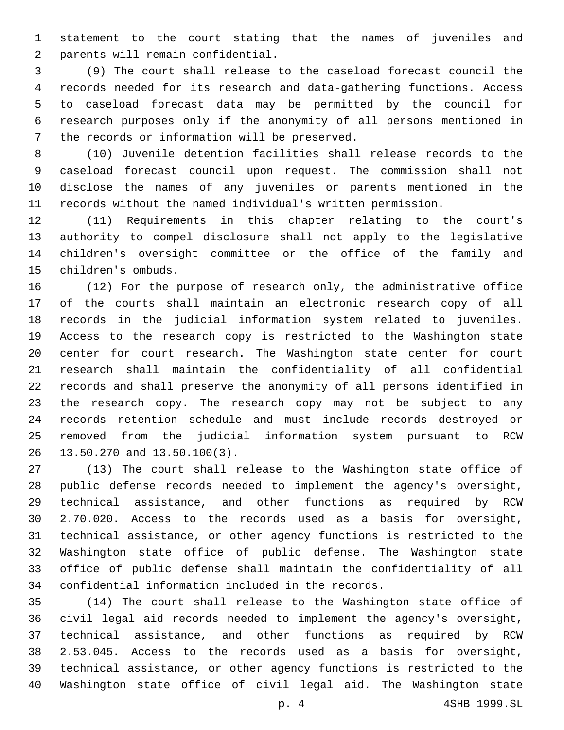statement to the court stating that the names of juveniles and parents will remain confidential.

(9) The court shall release to the caseload forecast council the records needed for its research and data-gathering functions. Access to caseload forecast data may be permitted by the council for research purposes only if the anonymity of all persons mentioned in the records or information will be preserved.

(10) Juvenile detention facilities shall release records to the caseload forecast council upon request. The commission shall not disclose the names of any juveniles or parents mentioned in the records without the named individual's written permission.

(11) Requirements in this chapter relating to the court's authority to compel disclosure shall not apply to the legislative children's oversight committee or the office of the family and children's ombuds.

(12) For the purpose of research only, the administrative office of the courts shall maintain an electronic research copy of all records in the judicial information system related to juveniles. Access to the research copy is restricted to the Washington state center for court research. The Washington state center for court research shall maintain the confidentiality of all confidential records and shall preserve the anonymity of all persons identified in the research copy. The research copy may not be subject to any records retention schedule and must include records destroyed or removed from the judicial information system pursuant to RCW 13.50.270 and 13.50.100(3).

(13) The court shall release to the Washington state office of public defense records needed to implement the agency's oversight, technical assistance, and other functions as required by RCW 2.70.020. Access to the records used as a basis for oversight, technical assistance, or other agency functions is restricted to the Washington state office of public defense. The Washington state office of public defense shall maintain the confidentiality of all confidential information included in the records.

(14) The court shall release to the Washington state office of civil legal aid records needed to implement the agency's oversight, technical assistance, and other functions as required by RCW 2.53.045. Access to the records used as a basis for oversight, technical assistance, or other agency functions is restricted to the Washington state office of civil legal aid. The Washington state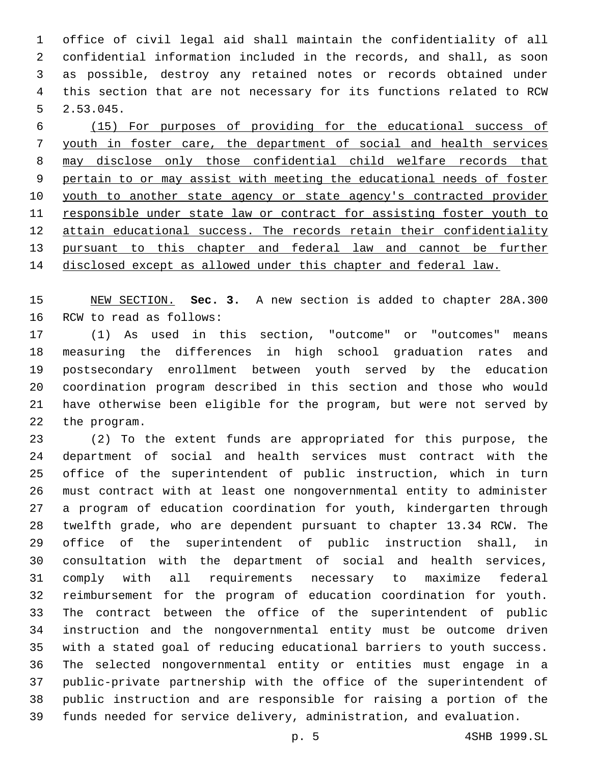office of civil legal aid shall maintain the confidentiality of all confidential information included in the records, and shall, as soon as possible, destroy any retained notes or records obtained under this section that are not necessary for its functions related to RCW 2.53.045.

<u>(15) For purposes of providing for the educational success of youth in foster care, the department of social and health services may disclose only those confidential child welfare records that pertain to or may assist with meeting the educational needs of foster youth to another state agency or state agency's contracted provider responsible under state law or contract for assisting foster youth to attain educational success. The records retain their confidentiality pursuant to this chapter and federal law and cannot be further disclosed except as allowed under this chapter and federal law.</u>

<u>NEW SECTION.</u> **Sec. 3.** A new section is added to chapter 28A.300 RCW to read as follows:

(1) As used in this section, "outcome" or "outcomes" means measuring the differences in high school graduation rates and postsecondary enrollment between youth served by the education coordination program described in this section and those who would have otherwise been eligible for the program, but were not served by the program.

(2) To the extent funds are appropriated for this purpose, the department of social and health services must contract with the office of the superintendent of public instruction, which in turn must contract with at least one nongovernmental entity to administer a program of education coordination for youth, kindergarten through twelfth grade, who are dependent pursuant to chapter 13.34 RCW. The office of the superintendent of public instruction shall, in consultation with the department of social and health services, comply with all requirements necessary to maximize federal reimbursement for the program of education coordination for youth. The contract between the office of the superintendent of public instruction and the nongovernmental entity must be outcome driven with a stated goal of reducing educational barriers to youth success. The selected nongovernmental entity or entities must engage in a public-private partnership with the office of the superintendent of public instruction and are responsible for raising a portion of the funds needed for service delivery, administration, and evaluation.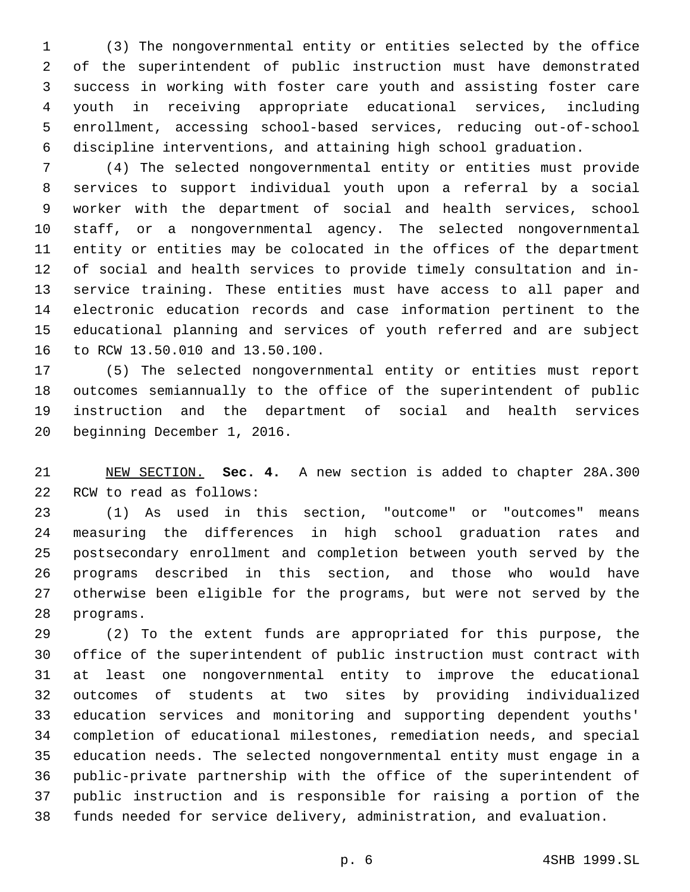(3) The nongovernmental entity or entities selected by the office of the superintendent of public instruction must have demonstrated success in working with foster care youth and assisting foster care youth in receiving appropriate educational services, including enrollment, accessing school-based services, reducing out-of-school discipline interventions, and attaining high school graduation.

(4) The selected nongovernmental entity or entities must provide services to support individual youth upon a referral by a social worker with the department of social and health services, school staff, or a nongovernmental agency. The selected nongovernmental entity or entities may be colocated in the offices of the department of social and health services to provide timely consultation and in-service training. These entities must have access to all paper and electronic education records and case information pertinent to the educational planning and services of youth referred and are subject to RCW 13.50.010 and 13.50.100.

(5) The selected nongovernmental entity or entities must report outcomes semiannually to the office of the superintendent of public instruction and the department of social and health services beginning December 1, 2016.

NEW SECTION. **Sec. 4.** A new section is added to chapter 28A.300 RCW to read as follows:

(1) As used in this section, "outcome" or "outcomes" means measuring the differences in high school graduation rates and postsecondary enrollment and completion between youth served by the programs described in this section, and those who would have otherwise been eligible for the programs, but were not served by the programs.

(2) To the extent funds are appropriated for this purpose, the office of the superintendent of public instruction must contract with at least one nongovernmental entity to improve the educational outcomes of students at two sites by providing individualized education services and monitoring and supporting dependent youths' completion of educational milestones, remediation needs, and special education needs. The selected nongovernmental entity must engage in a public-private partnership with the office of the superintendent of public instruction and is responsible for raising a portion of the funds needed for service delivery, administration, and evaluation.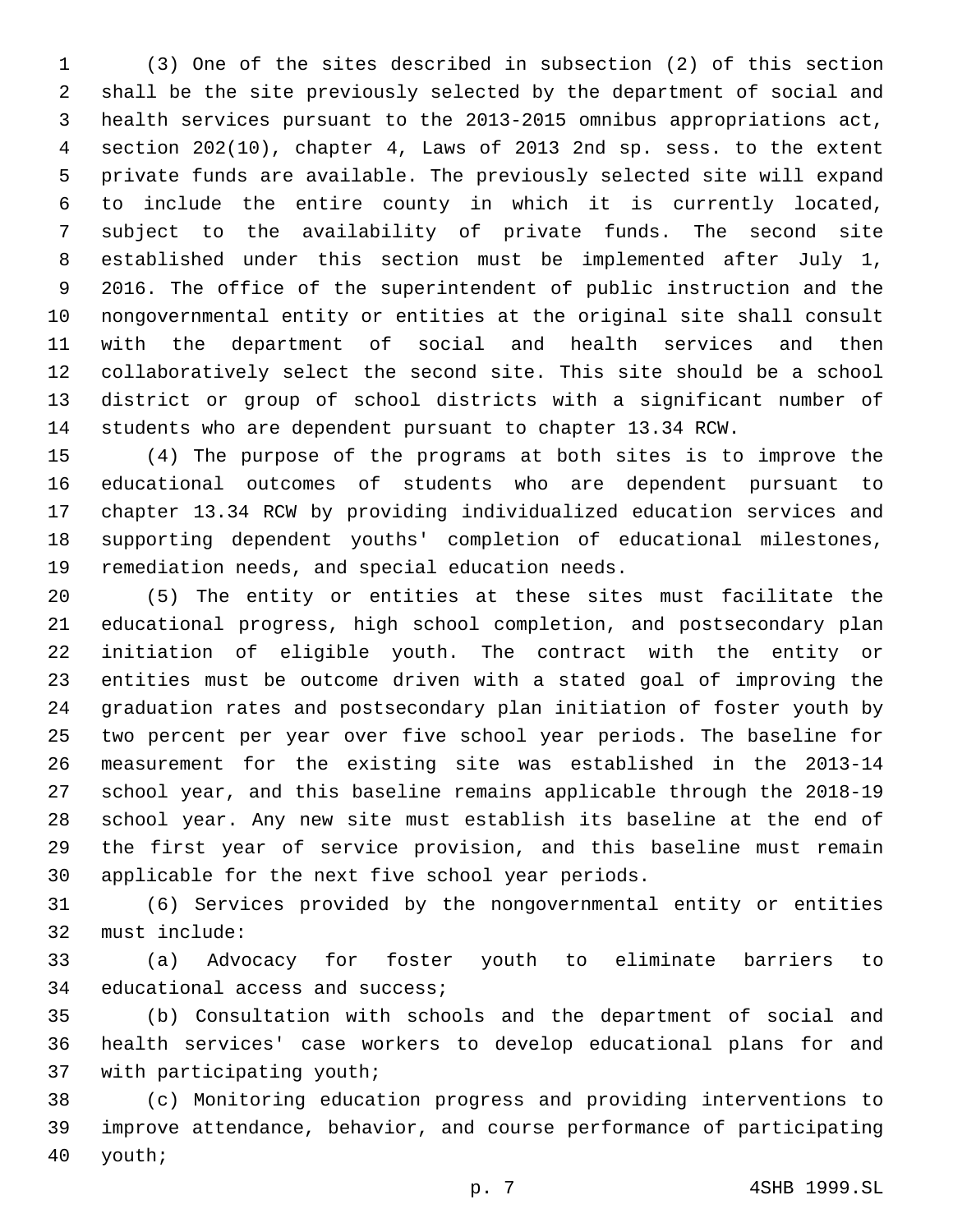(3) One of the sites described in subsection (2) of this section shall be the site previously selected by the department of social and health services pursuant to the 2013-2015 omnibus appropriations act, section 202(10), chapter 4, Laws of 2013 2nd sp. sess. to the extent private funds are available. The previously selected site will expand to include the entire county in which it is currently located, subject to the availability of private funds. The second site established under this section must be implemented after July 1, 2016. The office of the superintendent of public instruction and the nongovernmental entity or entities at the original site shall consult with the department of social and health services and then collaboratively select the second site. This site should be a school district or group of school districts with a significant number of students who are dependent pursuant to chapter 13.34 RCW.

(4) The purpose of the programs at both sites is to improve the educational outcomes of students who are dependent pursuant to chapter 13.34 RCW by providing individualized education services and supporting dependent youths' completion of educational milestones, remediation needs, and special education needs.

(5) The entity or entities at these sites must facilitate the educational progress, high school completion, and postsecondary plan initiation of eligible youth. The contract with the entity or entities must be outcome driven with a stated goal of improving the graduation rates and postsecondary plan initiation of foster youth by two percent per year over five school year periods. The baseline for measurement for the existing site was established in the 2013-14 school year, and this baseline remains applicable through the 2018-19 school year. Any new site must establish its baseline at the end of the first year of service provision, and this baseline must remain applicable for the next five school year periods.

(6) Services provided by the nongovernmental entity or entities must include:

(a) Advocacy for foster youth to eliminate barriers to educational access and success;

(b) Consultation with schools and the department of social and health services' case workers to develop educational plans for and with participating youth;

(c) Monitoring education progress and providing interventions to improve attendance, behavior, and course performance of participating youth;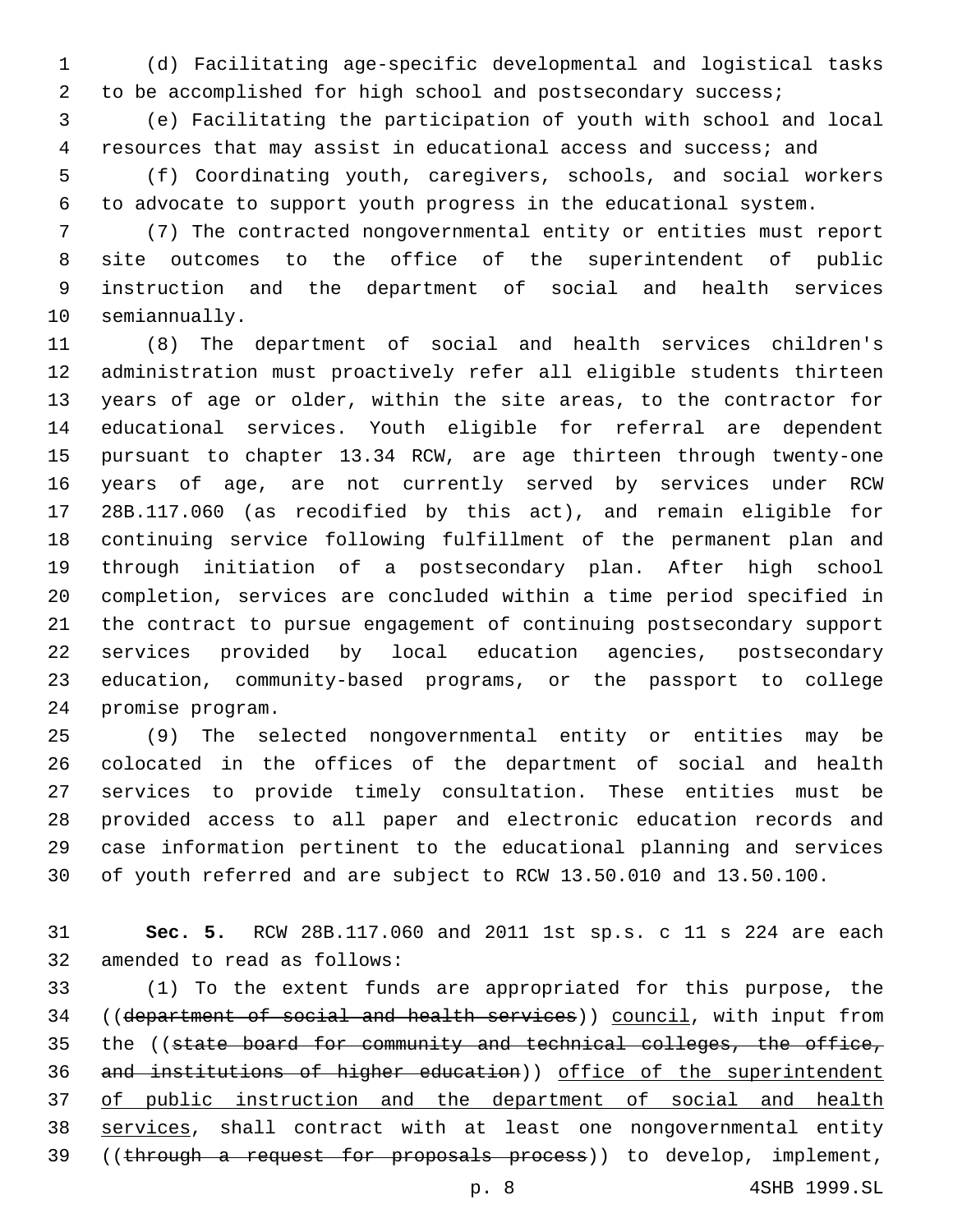(d) Facilitating age-specific developmental and logistical tasks to be accomplished for high school and postsecondary success;

(e) Facilitating the participation of youth with school and local resources that may assist in educational access and success; and

(f) Coordinating youth, caregivers, schools, and social workers to advocate to support youth progress in the educational system.

(7) The contracted nongovernmental entity or entities must report site outcomes to the office of the superintendent of public instruction and the department of social and health services semiannually.

(8) The department of social and health services children's administration must proactively refer all eligible students thirteen years of age or older, within the site areas, to the contractor for educational services. Youth eligible for referral are dependent pursuant to chapter 13.34 RCW, are age thirteen through twenty-one years of age, are not currently served by services under RCW 28B.117.060 (as recodified by this act), and remain eligible for continuing service following fulfillment of the permanent plan and through initiation of a postsecondary plan. After high school completion, services are concluded within a time period specified in the contract to pursue engagement of continuing postsecondary support services provided by local education agencies, postsecondary education, community-based programs, or the passport to college promise program.

(9) The selected nongovernmental entity or entities may be colocated in the offices of the department of social and health services to provide timely consultation. These entities must be provided access to all paper and electronic education records and case information pertinent to the educational planning and services of youth referred and are subject to RCW 13.50.010 and 13.50.100.

**Sec. 5.** RCW 28B.117.060 and 2011 1st sp.s. c 11 s 224 are each amended to read as follows:

(1) To the extent funds are appropriated for this purpose, the ((~~department of social and health services~~)) council, with input from the ((~~state board for community and technical colleges, the office, and institutions of higher education~~)) office of the superintendent of public instruction and the department of social and health services, shall contract with at least one nongovernmental entity ((~~through a request for proposals process~~)) to develop, implement,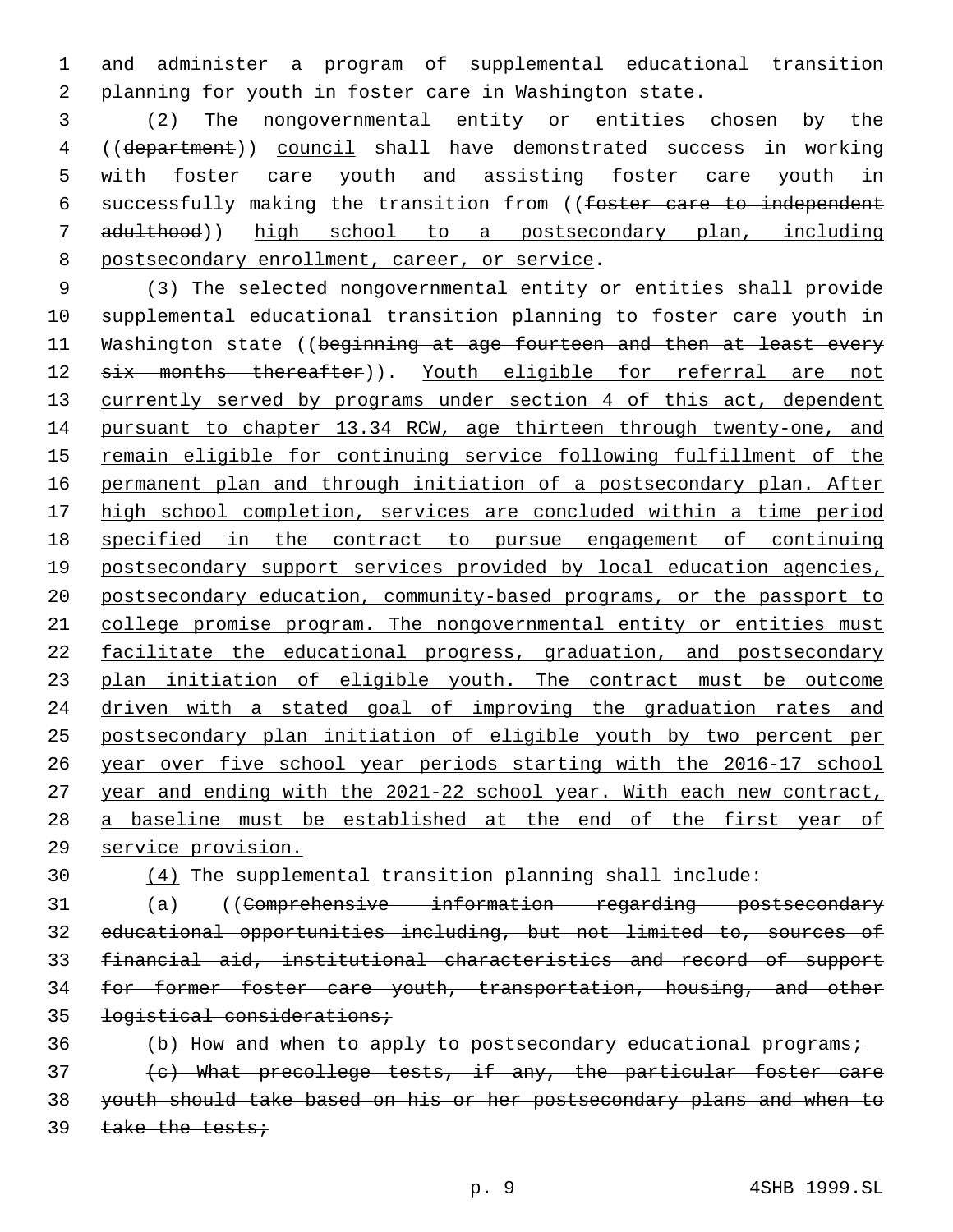and administer a program of supplemental educational transition planning for youth in foster care in Washington state.

(2) The nongovernmental entity or entities chosen by the ((~~department~~)) <u>council</u> shall have demonstrated success in working with foster care youth and assisting foster care youth in successfully making the transition from ((~~foster care to independent adulthood~~)) <u>high school to a postsecondary plan, including postsecondary enrollment, career, or service</u>.

(3) The selected nongovernmental entity or entities shall provide supplemental educational transition planning to foster care youth in Washington state ((~~beginning at age fourteen and then at least every six months thereafter~~)). <u>Youth eligible for referral are not currently served by programs under section 4 of this act, dependent pursuant to chapter 13.34 RCW, age thirteen through twenty-one, and remain eligible for continuing service following fulfillment of the permanent plan and through initiation of a postsecondary plan. After high school completion, services are concluded within a time period specified in the contract to pursue engagement of continuing postsecondary support services provided by local education agencies, postsecondary education, community-based programs, or the passport to college promise program. The nongovernmental entity or entities must facilitate the educational progress, graduation, and postsecondary plan initiation of eligible youth. The contract must be outcome driven with a stated goal of improving the graduation rates and postsecondary plan initiation of eligible youth by two percent per year over five school year periods starting with the 2016-17 school year and ending with the 2021-22 school year. With each new contract, a baseline must be established at the end of the first year of service provision.</u>

<u>(4)</u> The supplemental transition planning shall include:

(a) ((~~Comprehensive information regarding postsecondary educational opportunities including, but not limited to, sources of financial aid, institutional characteristics and record of support for former foster care youth, transportation, housing, and other logistical considerations;~~

~~(b) How and when to apply to postsecondary educational programs;~~

~~(c) What precollege tests, if any, the particular foster care youth should take based on his or her postsecondary plans and when to take the tests;~~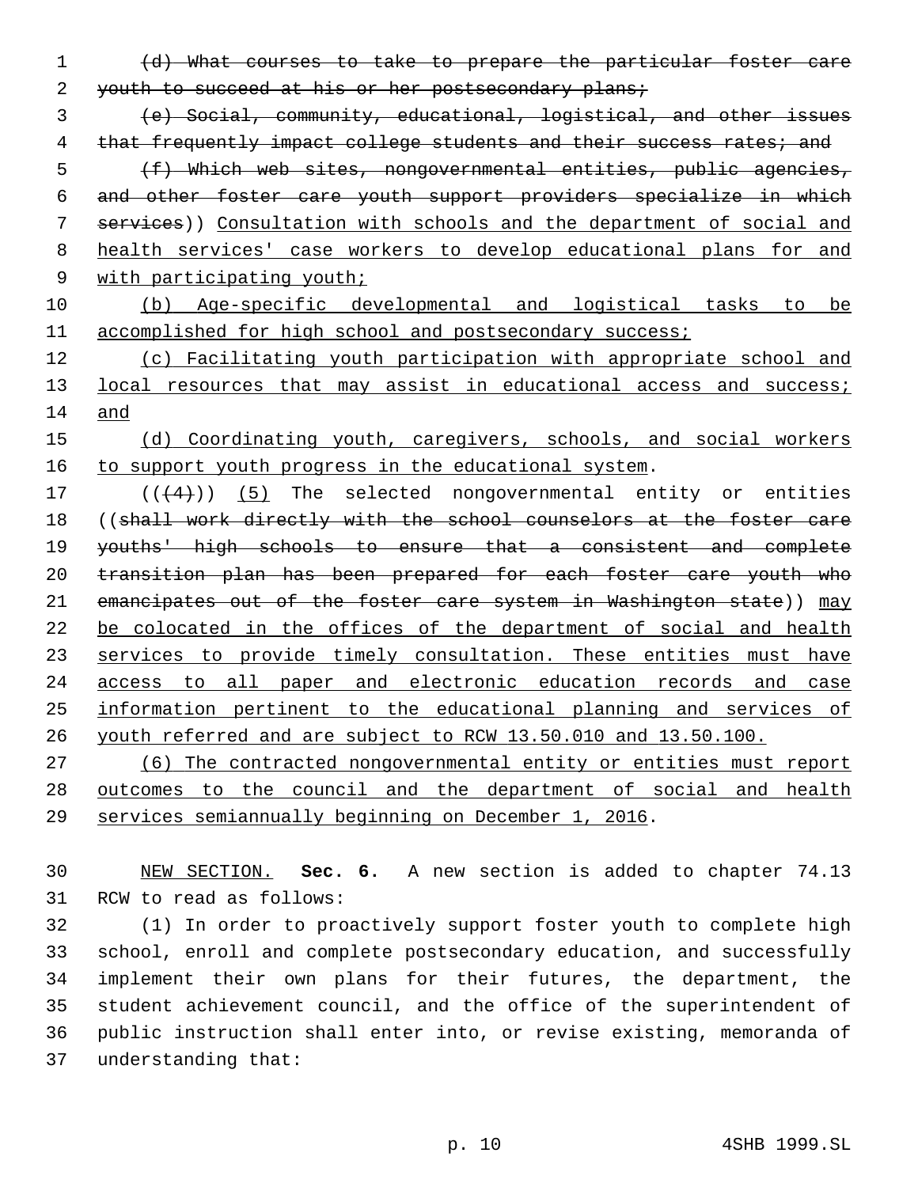~~(d) What courses to take to prepare the particular foster care youth to succeed at his or her postsecondary plans;~~

~~(e) Social, community, educational, logistical, and other issues that frequently impact college students and their success rates; and~~

~~(f) Which web sites, nongovernmental entities, public agencies, and other foster care youth support providers specialize in which services~~)) <u>Consultation with schools and the department of social and health services' case workers to develop educational plans for and with participating youth;</u>

<u>(b) Age-specific developmental and logistical tasks to be accomplished for high school and postsecondary success;</u>

<u>(c) Facilitating youth participation with appropriate school and local resources that may assist in educational access and success; and</u>

<u>(d) Coordinating youth, caregivers, schools, and social workers to support youth progress in the educational system</u>.

((~~(4)~~)) <u>(5)</u> The selected nongovernmental entity or entities ((~~shall work directly with the school counselors at the foster care youths' high schools to ensure that a consistent and complete transition plan has been prepared for each foster care youth who emancipates out of the foster care system in Washington state~~)) <u>may be colocated in the offices of the department of social and health services to provide timely consultation. These entities must have access to all paper and electronic education records and case information pertinent to the educational planning and services of youth referred and are subject to RCW 13.50.010 and 13.50.100.</u>

<u>(6) The contracted nongovernmental entity or entities must report outcomes to the council and the department of social and health services semiannually beginning on December 1, 2016</u>.

<u>NEW SECTION.</u> **Sec. 6.** A new section is added to chapter 74.13 RCW to read as follows:

(1) In order to proactively support foster youth to complete high school, enroll and complete postsecondary education, and successfully implement their own plans for their futures, the department, the student achievement council, and the office of the superintendent of public instruction shall enter into, or revise existing, memoranda of understanding that: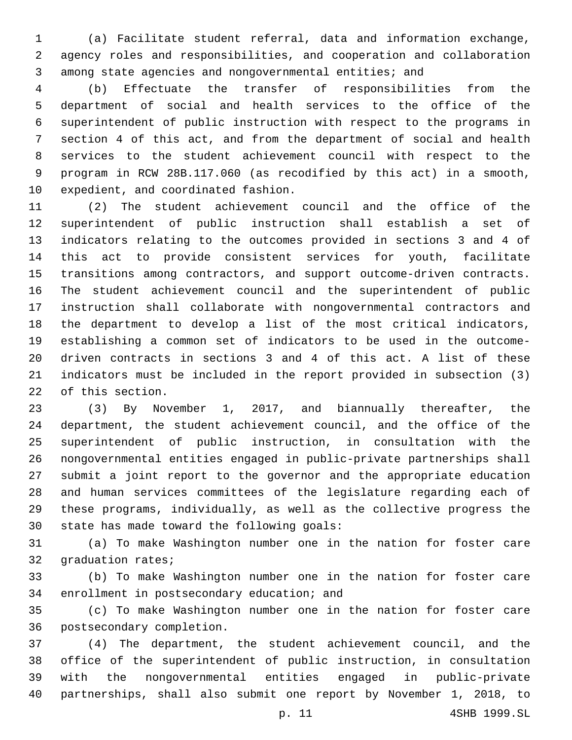(a) Facilitate student referral, data and information exchange, agency roles and responsibilities, and cooperation and collaboration among state agencies and nongovernmental entities; and

(b) Effectuate the transfer of responsibilities from the department of social and health services to the office of the superintendent of public instruction with respect to the programs in section 4 of this act, and from the department of social and health services to the student achievement council with respect to the program in RCW 28B.117.060 (as recodified by this act) in a smooth, expedient, and coordinated fashion.

(2) The student achievement council and the office of the superintendent of public instruction shall establish a set of indicators relating to the outcomes provided in sections 3 and 4 of this act to provide consistent services for youth, facilitate transitions among contractors, and support outcome-driven contracts. The student achievement council and the superintendent of public instruction shall collaborate with nongovernmental contractors and the department to develop a list of the most critical indicators, establishing a common set of indicators to be used in the outcome-driven contracts in sections 3 and 4 of this act. A list of these indicators must be included in the report provided in subsection (3) of this section.

(3) By November 1, 2017, and biannually thereafter, the department, the student achievement council, and the office of the superintendent of public instruction, in consultation with the nongovernmental entities engaged in public-private partnerships shall submit a joint report to the governor and the appropriate education and human services committees of the legislature regarding each of these programs, individually, as well as the collective progress the state has made toward the following goals:

(a) To make Washington number one in the nation for foster care graduation rates;

(b) To make Washington number one in the nation for foster care enrollment in postsecondary education; and

(c) To make Washington number one in the nation for foster care postsecondary completion.

(4) The department, the student achievement council, and the office of the superintendent of public instruction, in consultation with the nongovernmental entities engaged in public-private partnerships, shall also submit one report by November 1, 2018, to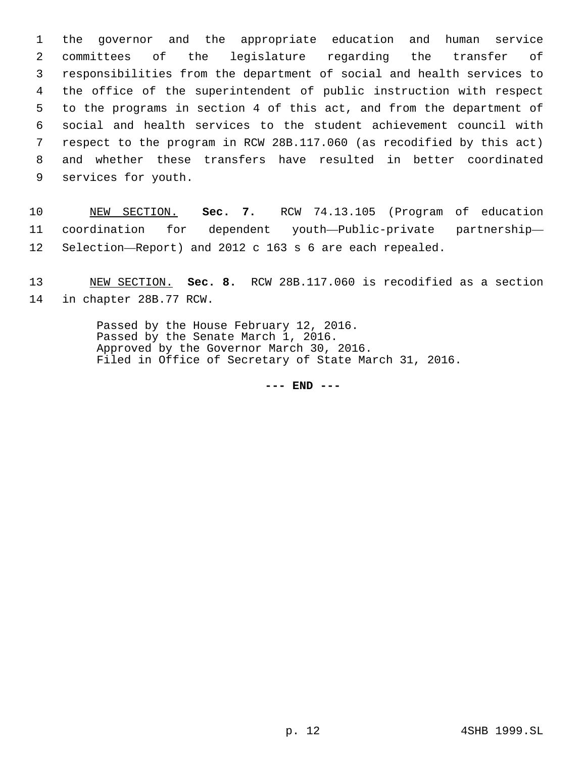the governor and the appropriate education and human service committees of the legislature regarding the transfer of responsibilities from the department of social and health services to the office of the superintendent of public instruction with respect to the programs in section 4 of this act, and from the department of social and health services to the student achievement council with respect to the program in RCW 28B.117.060 (as recodified by this act) and whether these transfers have resulted in better coordinated services for youth.

NEW SECTION. **Sec. 7.** RCW 74.13.105 (Program of education coordination for dependent youth—Public-private partnership—Selection—Report) and 2012 c 163 s 6 are each repealed.

NEW SECTION. **Sec. 8.** RCW 28B.117.060 is recodified as a section in chapter 28B.77 RCW.

Passed by the House February 12, 2016.
Passed by the Senate March 1, 2016.
Approved by the Governor March 30, 2016.
Filed in Office of Secretary of State March 31, 2016.

**--- END ---**